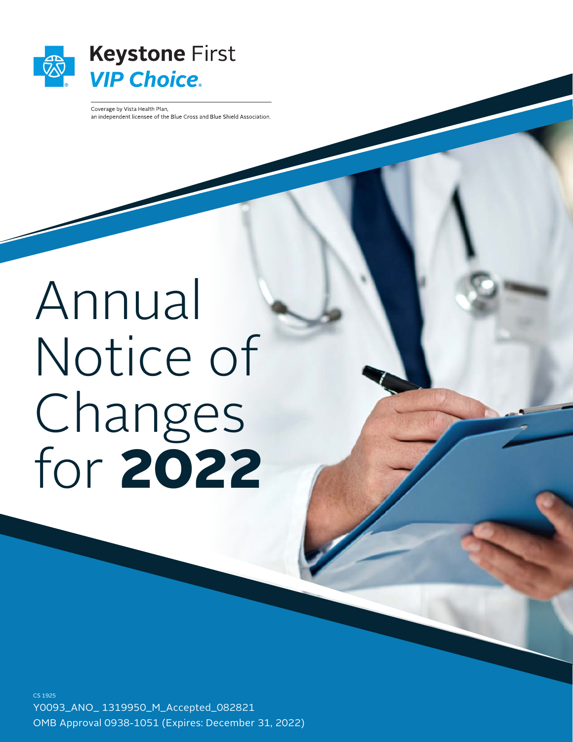Keystone First
*VIP Choice*

Coverage by Vista Health Plan,
an independent licensee of the Blue Cross and Blue Shield Association.

# Annual Notice of Changes for **2022**

CS 1925
Y0093_ANO_ 1319950_M_Accepted_082821
OMB Approval 0938-1051 (Expires: December 31, 2022)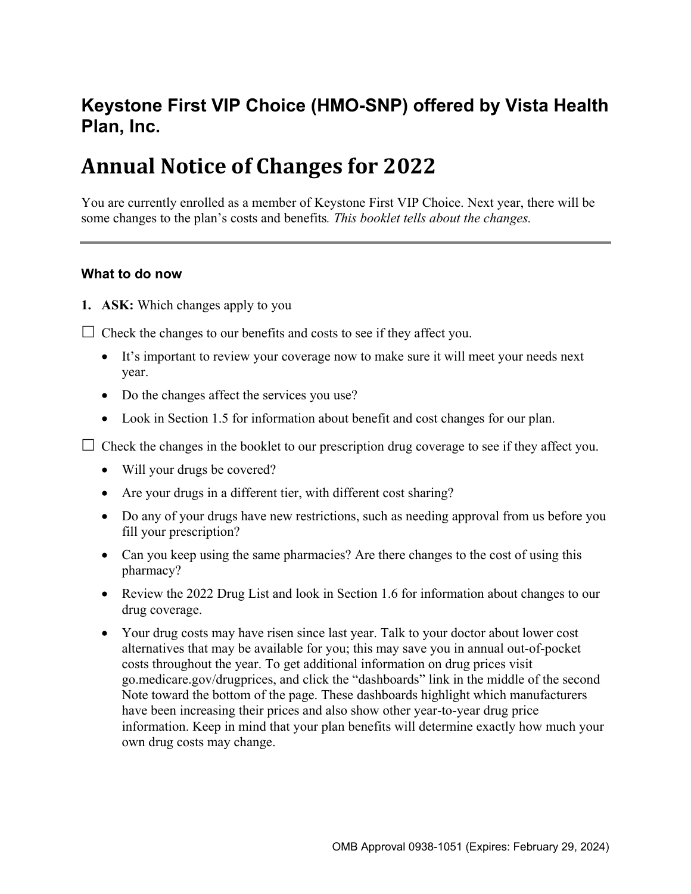## Keystone First VIP Choice (HMO-SNP) offered by Vista Health Plan, Inc.

# Annual Notice of Changes for 2022

You are currently enrolled as a member of Keystone First VIP Choice. Next year, there will be some changes to the plan's costs and benefits*.* *This booklet tells about the changes.*

---

### What to do now

1. **ASK:** Which changes apply to you

☐ Check the changes to our benefits and costs to see if they affect you.

- It's important to review your coverage now to make sure it will meet your needs next year.
- Do the changes affect the services you use?
- Look in Section 1.5 for information about benefit and cost changes for our plan.

☐ Check the changes in the booklet to our prescription drug coverage to see if they affect you.

- Will your drugs be covered?
- Are your drugs in a different tier, with different cost sharing?
- Do any of your drugs have new restrictions, such as needing approval from us before you fill your prescription?
- Can you keep using the same pharmacies? Are there changes to the cost of using this pharmacy?
- Review the 2022 Drug List and look in Section 1.6 for information about changes to our drug coverage.
- Your drug costs may have risen since last year. Talk to your doctor about lower cost alternatives that may be available for you; this may save you in annual out-of-pocket costs throughout the year. To get additional information on drug prices visit go.medicare.gov/drugprices, and click the "dashboards" link in the middle of the second Note toward the bottom of the page. These dashboards highlight which manufacturers have been increasing their prices and also show other year-to-year drug price information. Keep in mind that your plan benefits will determine exactly how much your own drug costs may change.

OMB Approval 0938-1051 (Expires: February 29, 2024)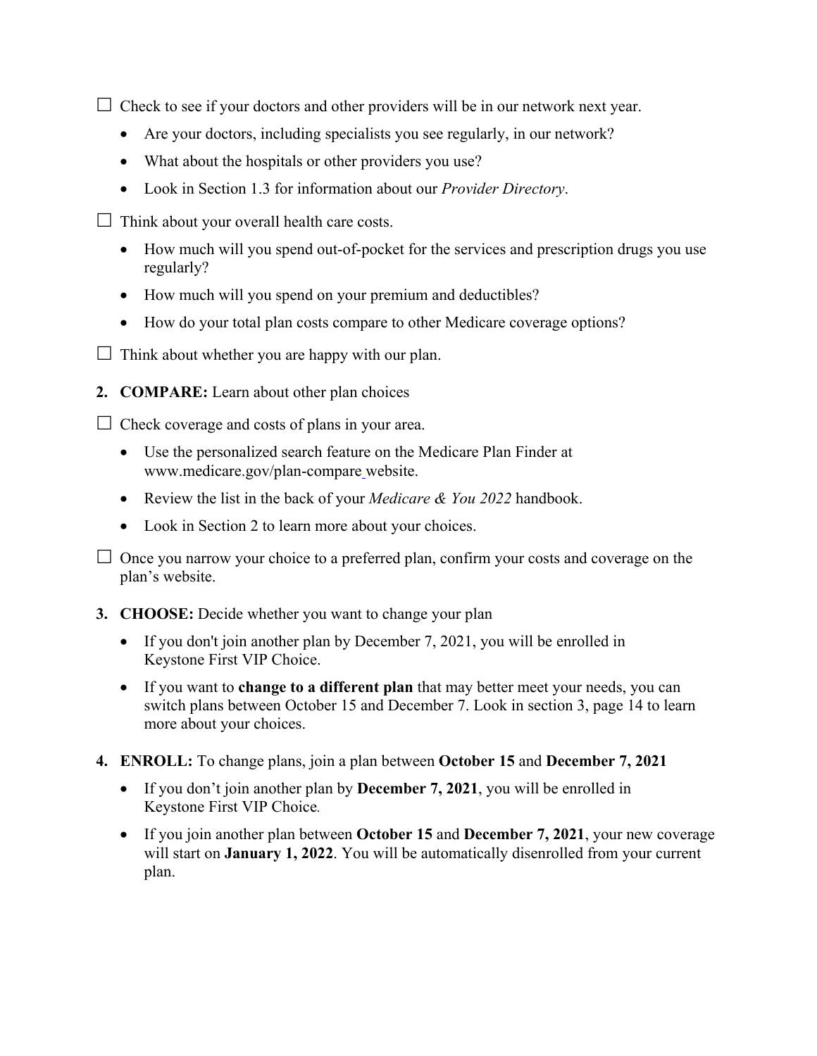☐ Check to see if your doctors and other providers will be in our network next year.

- Are your doctors, including specialists you see regularly, in our network?
- What about the hospitals or other providers you use?
- Look in Section 1.3 for information about our *Provider Directory*.

☐ Think about your overall health care costs.

- How much will you spend out-of-pocket for the services and prescription drugs you use regularly?
- How much will you spend on your premium and deductibles?
- How do your total plan costs compare to other Medicare coverage options?

☐ Think about whether you are happy with our plan.

2. **COMPARE:** Learn about other plan choices

☐ Check coverage and costs of plans in your area.

- Use the personalized search feature on the Medicare Plan Finder at www.medicare.gov/plan-compare website.
- Review the list in the back of your *Medicare & You 2022* handbook.
- Look in Section 2 to learn more about your choices.

☐ Once you narrow your choice to a preferred plan, confirm your costs and coverage on the plan's website.

3. **CHOOSE:** Decide whether you want to change your plan

- If you don't join another plan by December 7, 2021, you will be enrolled in Keystone First VIP Choice.
- If you want to **change to a different plan** that may better meet your needs, you can switch plans between October 15 and December 7. Look in section 3, page 14 to learn more about your choices.

4. **ENROLL:** To change plans, join a plan between **October 15** and **December 7, 2021**

- If you don't join another plan by **December 7, 2021**, you will be enrolled in Keystone First VIP Choice.
- If you join another plan between **October 15** and **December 7, 2021**, your new coverage will start on **January 1, 2022**. You will be automatically disenrolled from your current plan.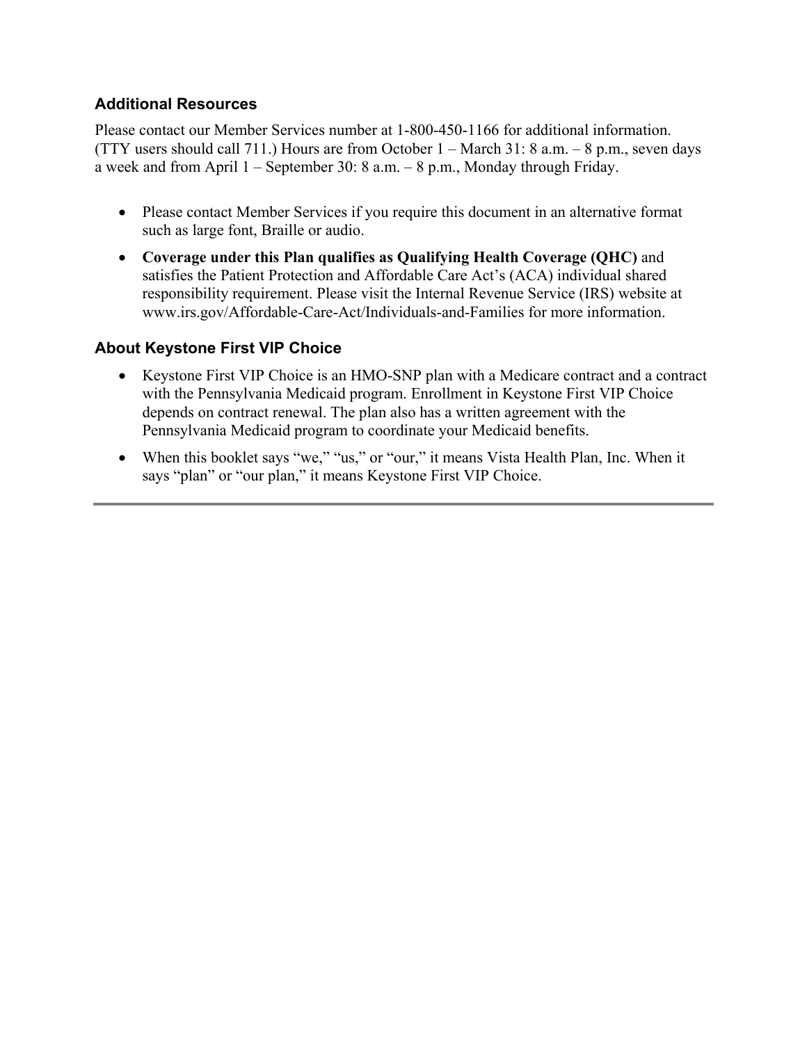## Additional Resources

Please contact our Member Services number at 1-800-450-1166 for additional information. (TTY users should call 711.) Hours are from October 1 – March 31: 8 a.m. – 8 p.m., seven days a week and from April 1 – September 30: 8 a.m. – 8 p.m., Monday through Friday.

- Please contact Member Services if you require this document in an alternative format such as large font, Braille or audio.
- **Coverage under this Plan qualifies as Qualifying Health Coverage (QHC)** and satisfies the Patient Protection and Affordable Care Act's (ACA) individual shared responsibility requirement. Please visit the Internal Revenue Service (IRS) website at www.irs.gov/Affordable-Care-Act/Individuals-and-Families for more information.

## About Keystone First VIP Choice

- Keystone First VIP Choice is an HMO-SNP plan with a Medicare contract and a contract with the Pennsylvania Medicaid program. Enrollment in Keystone First VIP Choice depends on contract renewal. The plan also has a written agreement with the Pennsylvania Medicaid program to coordinate your Medicaid benefits.
- When this booklet says "we," "us," or "our," it means Vista Health Plan, Inc. When it says "plan" or "our plan," it means Keystone First VIP Choice.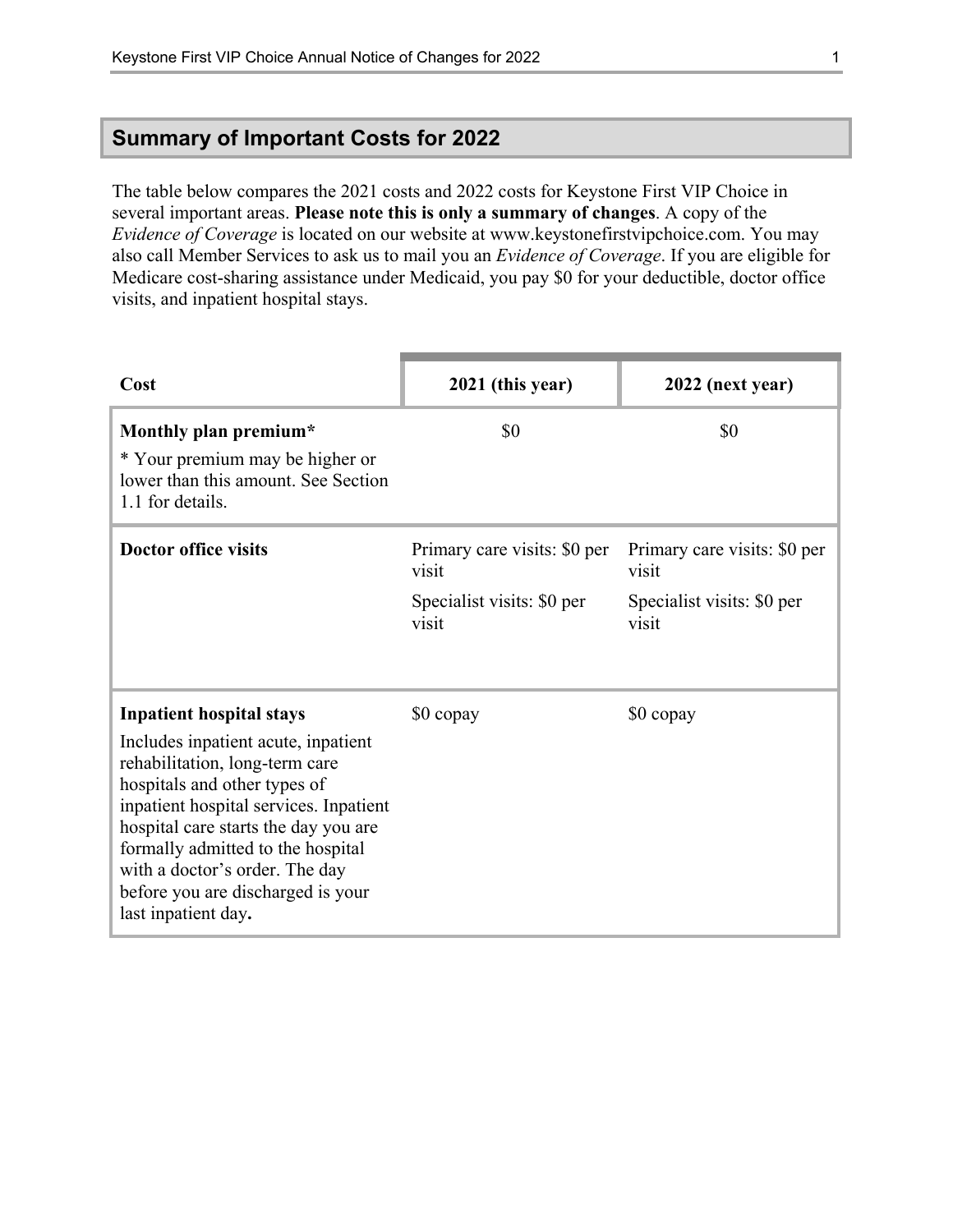## Summary of Important Costs for 2022

The table below compares the 2021 costs and 2022 costs for Keystone First VIP Choice in several important areas. **Please note this is only a summary of changes**. A copy of the *Evidence of Coverage* is located on our website at www.keystonefirstvipchoice.com. You may also call Member Services to ask us to mail you an *Evidence of Coverage*. If you are eligible for Medicare cost-sharing assistance under Medicaid, you pay $0 for your deductible, doctor office visits, and inpatient hospital stays.

| Cost | 2021 (this year) | 2022 (next year) |
|---|---|---|
| **Monthly plan premium*** <br> * Your premium may be higher or lower than this amount. See Section 1.1 for details. | $0 | $0 |
| **Doctor office visits** | Primary care visits: $0 per visit <br> Specialist visits: $0 per visit | Primary care visits: $0 per visit <br> Specialist visits: $0 per visit |
| **Inpatient hospital stays** <br> Includes inpatient acute, inpatient rehabilitation, long-term care hospitals and other types of inpatient hospital services. Inpatient hospital care starts the day you are formally admitted to the hospital with a doctor's order. The day before you are discharged is your last inpatient day**.** | $0 copay | $0 copay |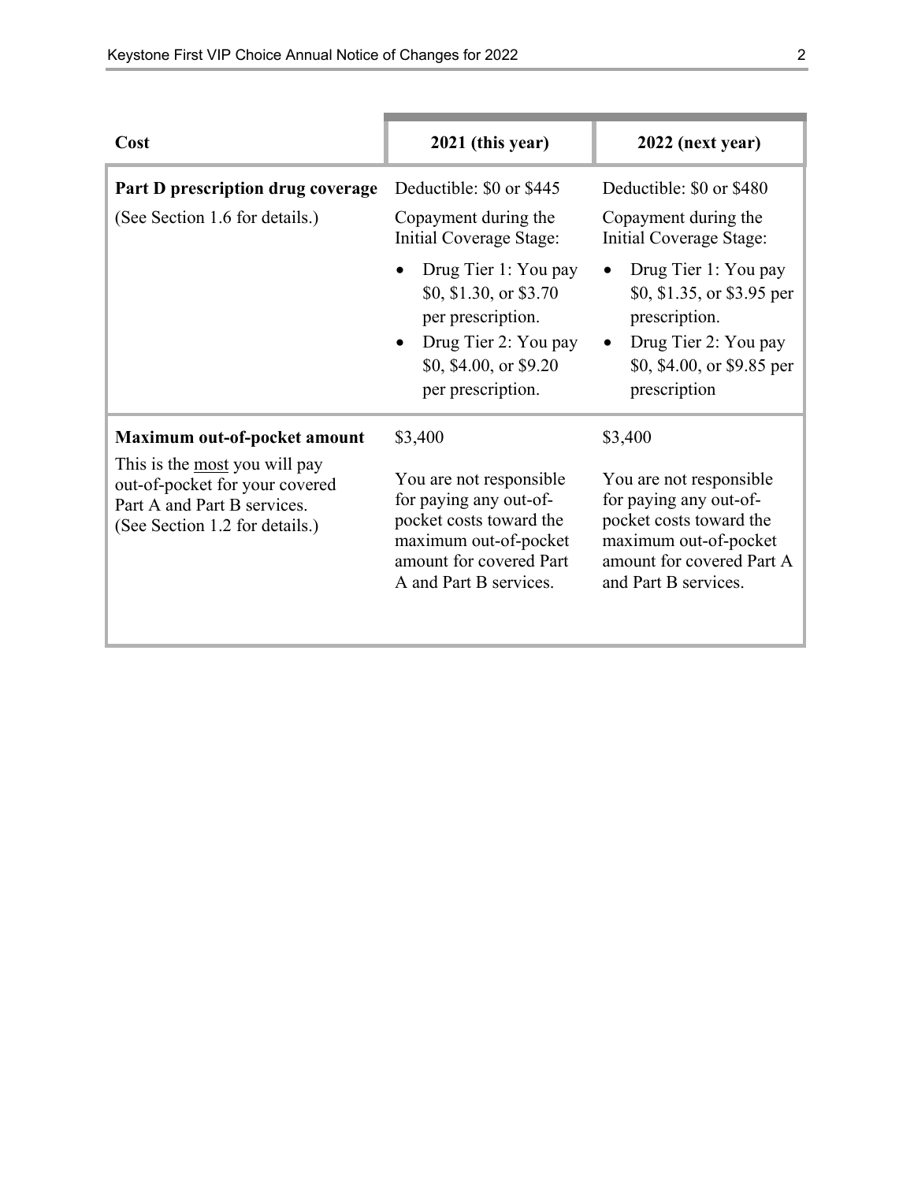| Cost | 2021 (this year) | 2022 (next year) |
|---|---|---|
| **Part D prescription drug coverage**<br>(See Section 1.6 for details.) | Deductible: $0 or $445<br>Copayment during the Initial Coverage Stage:<br>• Drug Tier 1: You pay $0, $1.30, or $3.70 per prescription.<br>• Drug Tier 2: You pay $0, $4.00, or $9.20 per prescription. | Deductible: $0 or $480<br>Copayment during the Initial Coverage Stage:<br>• Drug Tier 1: You pay $0, $1.35, or $3.95 per prescription.<br>• Drug Tier 2: You pay $0, $4.00, or $9.85 per prescription |
| **Maximum out-of-pocket amount**<br>This is the most you will pay out-of-pocket for your covered Part A and Part B services.<br>(See Section 1.2 for details.) | $3,400<br>You are not responsible for paying any out-of-pocket costs toward the maximum out-of-pocket amount for covered Part A and Part B services. | $3,400<br>You are not responsible for paying any out-of-pocket costs toward the maximum out-of-pocket amount for covered Part A and Part B services. |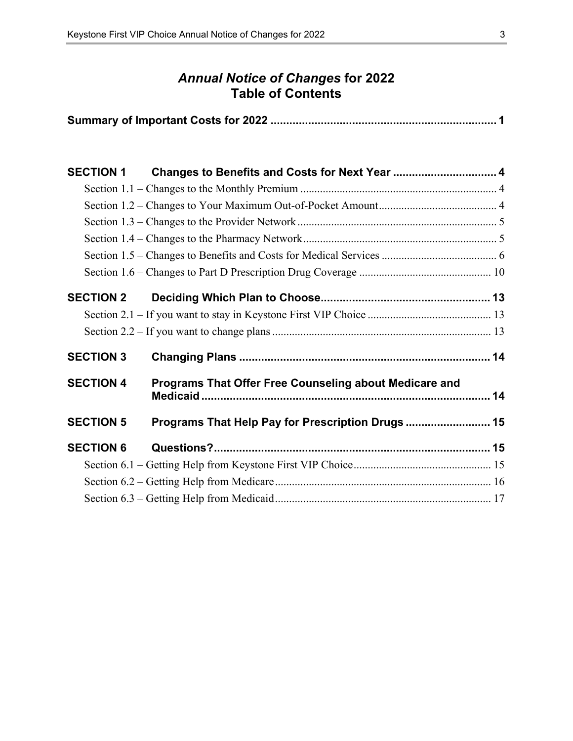# *Annual Notice of Changes* for 2022 Table of Contents

**Summary of Important Costs for 2022 .......................................................................... 1**

**SECTION 1 Changes to Benefits and Costs for Next Year ................................ 4**

Section 1.1 – Changes to the Monthly Premium ..................................................................... 4

Section 1.2 – Changes to Your Maximum Out-of-Pocket Amount.......................................... 4

Section 1.3 – Changes to the Provider Network ...................................................................... 5

Section 1.4 – Changes to the Pharmacy Network..................................................................... 5

Section 1.5 – Changes to Benefits and Costs for Medical Services ......................................... 6

Section 1.6 – Changes to Part D Prescription Drug Coverage ............................................... 10

**SECTION 2 Deciding Which Plan to Choose..................................................... 13**

Section 2.1 – If you want to stay in Keystone First VIP Choice ............................................ 13

Section 2.2 – If you want to change plans ............................................................................. 13

**SECTION 3 Changing Plans ................................................................................ 14**

**SECTION 4 Programs That Offer Free Counseling about Medicare and Medicaid ........................................................................................... 14**

**SECTION 5 Programs That Help Pay for Prescription Drugs ........................... 15**

**SECTION 6 Questions?........................................................................................ 15**

Section 6.1 – Getting Help from Keystone First VIP Choice................................................. 15

Section 6.2 – Getting Help from Medicare............................................................................. 16

Section 6.3 – Getting Help from Medicaid............................................................................. 17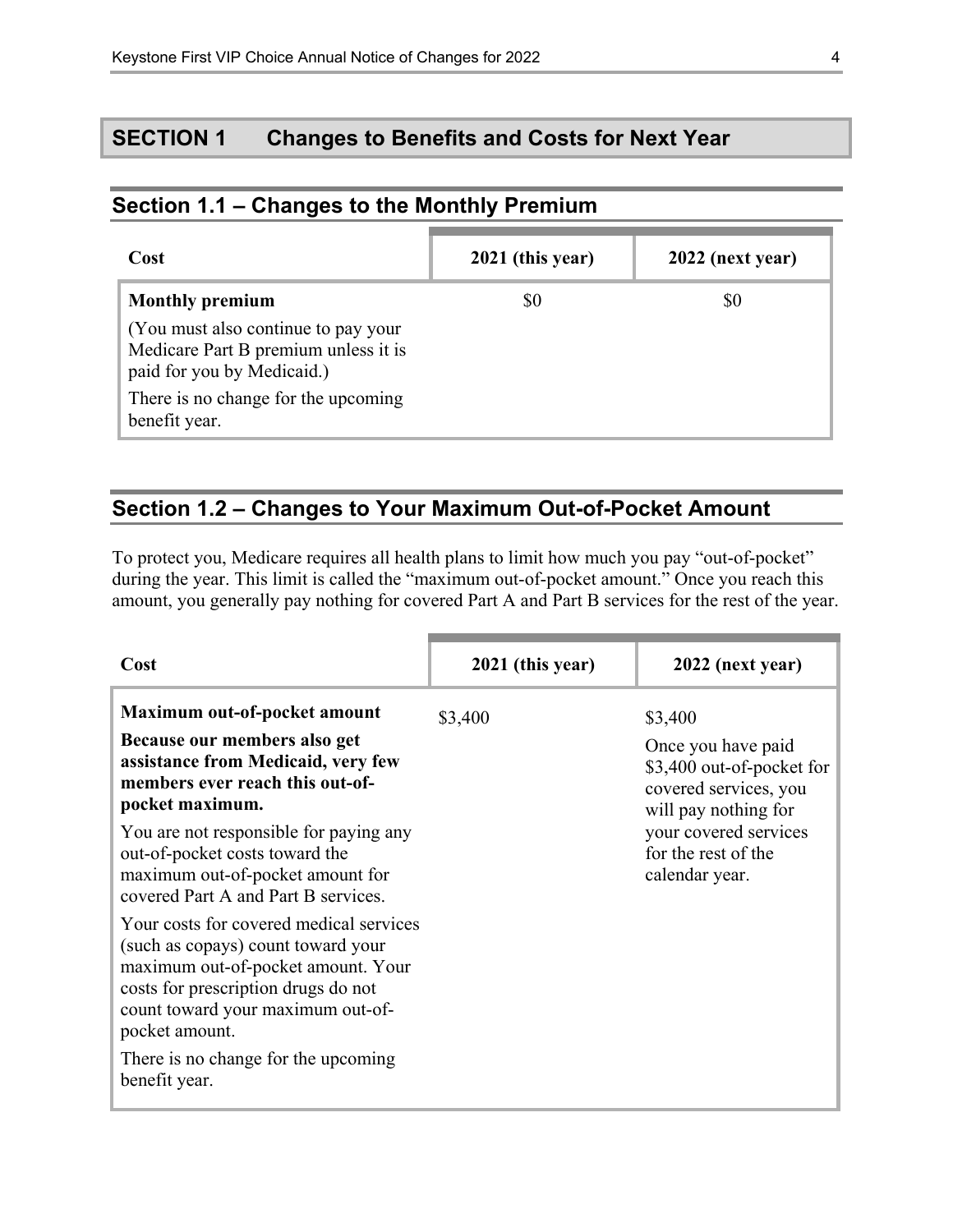# SECTION 1 Changes to Benefits and Costs for Next Year

## Section 1.1 – Changes to the Monthly Premium

| Cost | 2021 (this year) | 2022 (next year) |
|---|---|---|
| **Monthly premium**<br>(You must also continue to pay your Medicare Part B premium unless it is paid for you by Medicaid.)<br>There is no change for the upcoming benefit year. | $0 | $0 |

## Section 1.2 – Changes to Your Maximum Out-of-Pocket Amount

To protect you, Medicare requires all health plans to limit how much you pay "out-of-pocket" during the year. This limit is called the "maximum out-of-pocket amount." Once you reach this amount, you generally pay nothing for covered Part A and Part B services for the rest of the year.

| Cost | 2021 (this year) | 2022 (next year) |
|---|---|---|
| **Maximum out-of-pocket amount**<br>**Because our members also get assistance from Medicaid, very few members ever reach this out-of-pocket maximum.**<br>You are not responsible for paying any out-of-pocket costs toward the maximum out-of-pocket amount for covered Part A and Part B services.<br>Your costs for covered medical services (such as copays) count toward your maximum out-of-pocket amount. Your costs for prescription drugs do not count toward your maximum out-of-pocket amount.<br>There is no change for the upcoming benefit year. | $3,400 | $3,400<br>Once you have paid $3,400 out-of-pocket for covered services, you will pay nothing for your covered services for the rest of the calendar year. |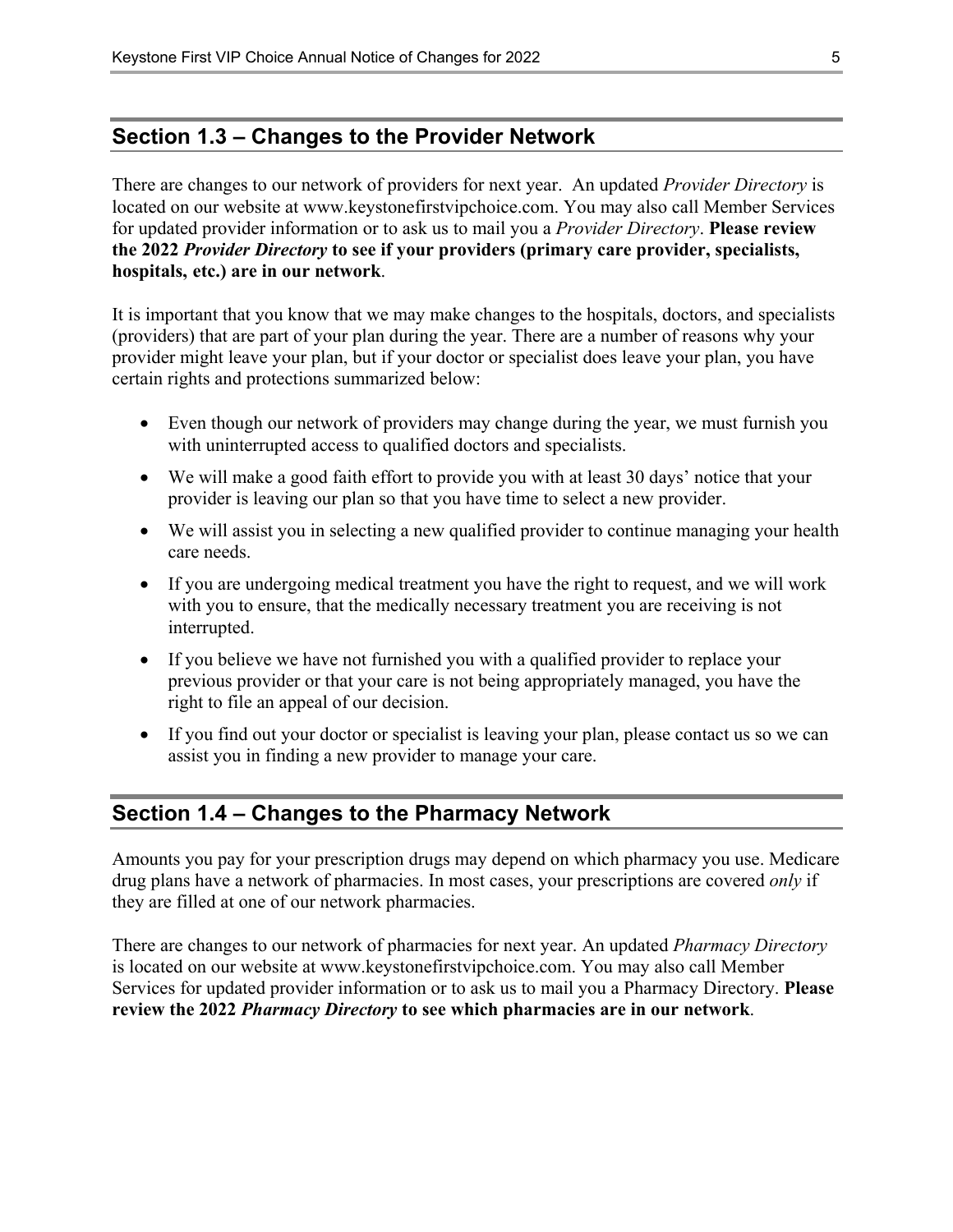## Section 1.3 – Changes to the Provider Network

There are changes to our network of providers for next year. An updated *Provider Directory* is located on our website at www.keystonefirstvipchoice.com. You may also call Member Services for updated provider information or to ask us to mail you a *Provider Directory*. **Please review the 2022 *Provider Directory* to see if your providers (primary care provider, specialists, hospitals, etc.) are in our network**.

It is important that you know that we may make changes to the hospitals, doctors, and specialists (providers) that are part of your plan during the year. There are a number of reasons why your provider might leave your plan, but if your doctor or specialist does leave your plan, you have certain rights and protections summarized below:

- Even though our network of providers may change during the year, we must furnish you with uninterrupted access to qualified doctors and specialists.
- We will make a good faith effort to provide you with at least 30 days' notice that your provider is leaving our plan so that you have time to select a new provider.
- We will assist you in selecting a new qualified provider to continue managing your health care needs.
- If you are undergoing medical treatment you have the right to request, and we will work with you to ensure, that the medically necessary treatment you are receiving is not interrupted.
- If you believe we have not furnished you with a qualified provider to replace your previous provider or that your care is not being appropriately managed, you have the right to file an appeal of our decision.
- If you find out your doctor or specialist is leaving your plan, please contact us so we can assist you in finding a new provider to manage your care.

## Section 1.4 – Changes to the Pharmacy Network

Amounts you pay for your prescription drugs may depend on which pharmacy you use. Medicare drug plans have a network of pharmacies. In most cases, your prescriptions are covered *only* if they are filled at one of our network pharmacies.

There are changes to our network of pharmacies for next year. An updated *Pharmacy Directory* is located on our website at www.keystonefirstvipchoice.com. You may also call Member Services for updated provider information or to ask us to mail you a Pharmacy Directory. **Please review the 2022 *Pharmacy Directory* to see which pharmacies are in our network**.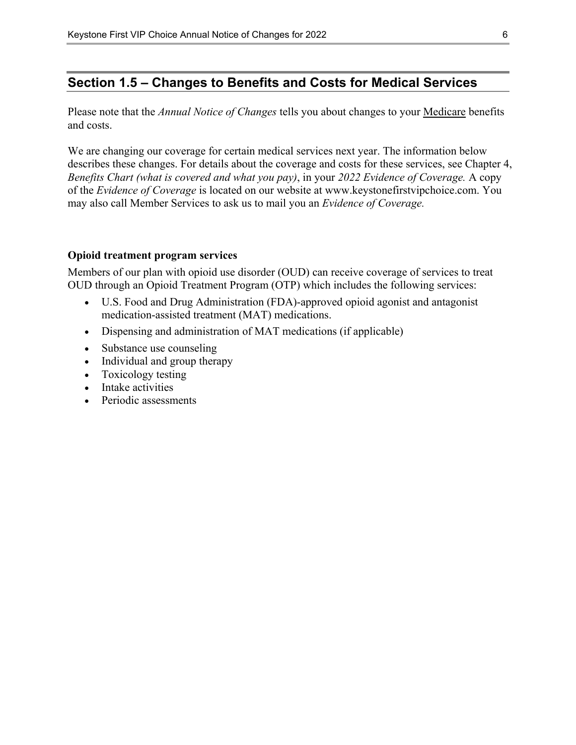## Section 1.5 – Changes to Benefits and Costs for Medical Services

Please note that the *Annual Notice of Changes* tells you about changes to your Medicare benefits and costs.

We are changing our coverage for certain medical services next year. The information below describes these changes. For details about the coverage and costs for these services, see Chapter 4, *Benefits Chart (what is covered and what you pay)*, in your *2022 Evidence of Coverage.* A copy of the *Evidence of Coverage* is located on our website at www.keystonefirstvipchoice.com. You may also call Member Services to ask us to mail you an *Evidence of Coverage.*

**Opioid treatment program services**

Members of our plan with opioid use disorder (OUD) can receive coverage of services to treat OUD through an Opioid Treatment Program (OTP) which includes the following services:

- U.S. Food and Drug Administration (FDA)-approved opioid agonist and antagonist medication-assisted treatment (MAT) medications.
- Dispensing and administration of MAT medications (if applicable)
- Substance use counseling
- Individual and group therapy
- Toxicology testing
- Intake activities
- Periodic assessments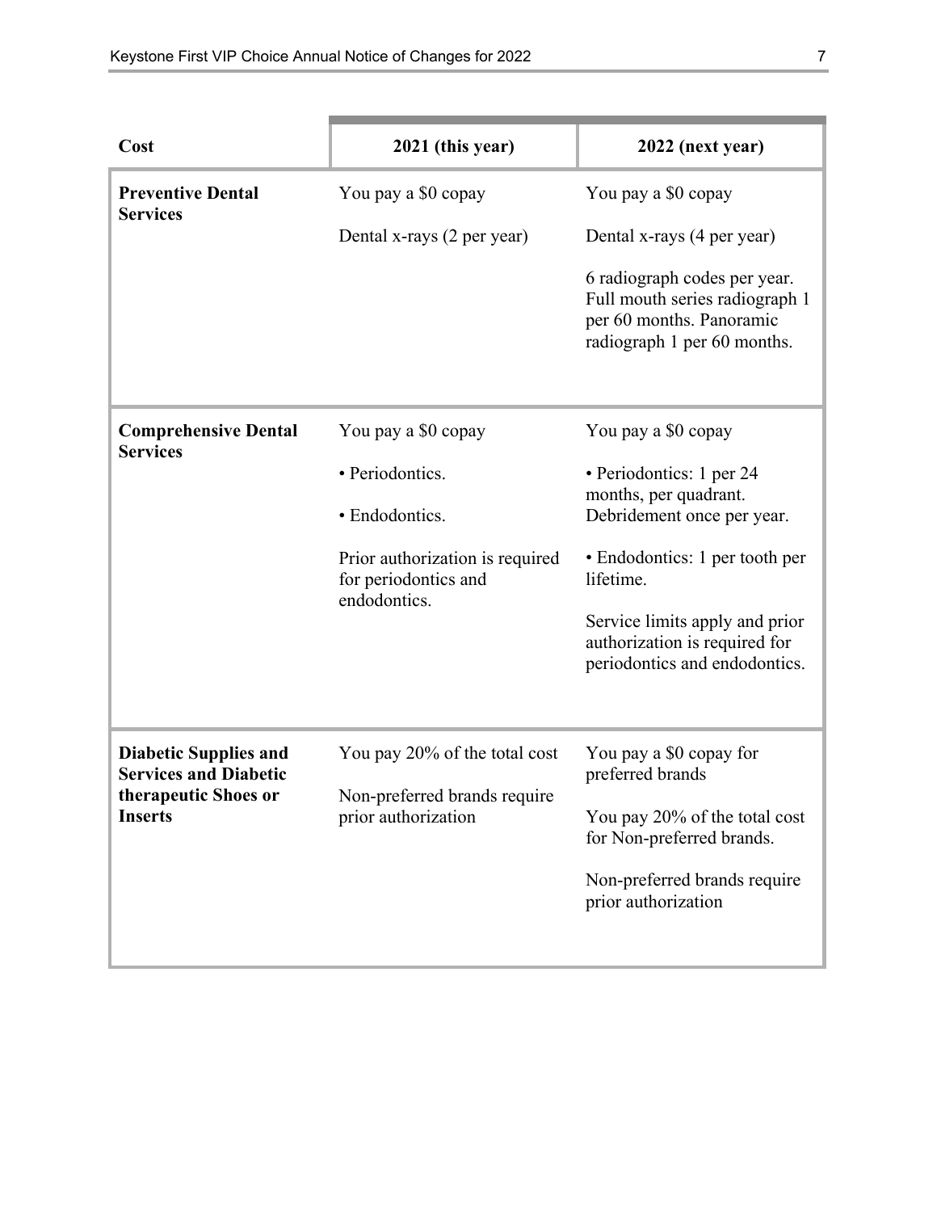| Cost | 2021 (this year) | 2022 (next year) |
|---|---|---|
| **Preventive Dental Services** | You pay a $0 copay<br><br>Dental x-rays (2 per year) | You pay a $0 copay<br><br>Dental x-rays (4 per year)<br><br>6 radiograph codes per year. Full mouth series radiograph 1 per 60 months. Panoramic radiograph 1 per 60 months. |
| **Comprehensive Dental Services** | You pay a $0 copay<br><br>• Periodontics.<br><br>• Endodontics.<br><br>Prior authorization is required for periodontics and endodontics. | You pay a $0 copay<br><br>• Periodontics: 1 per 24 months, per quadrant. Debridement once per year.<br><br>• Endodontics: 1 per tooth per lifetime.<br><br>Service limits apply and prior authorization is required for periodontics and endodontics. |
| **Diabetic Supplies and Services and Diabetic therapeutic Shoes or Inserts** | You pay 20% of the total cost<br><br>Non-preferred brands require prior authorization | You pay a $0 copay for preferred brands<br><br>You pay 20% of the total cost for Non-preferred brands.<br><br>Non-preferred brands require prior authorization |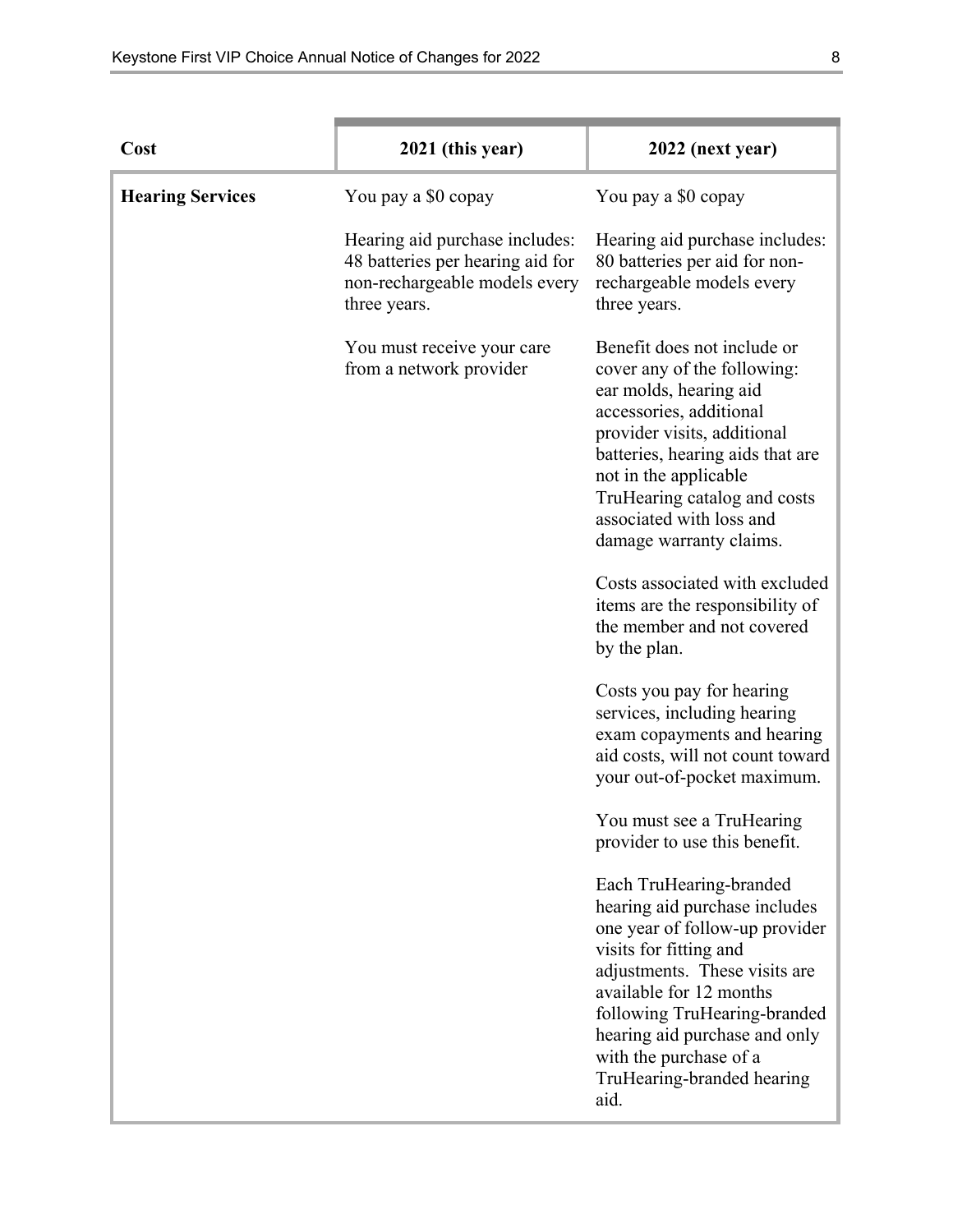| Cost | 2021 (this year) | 2022 (next year) |
|---|---|---|
| **Hearing Services** | You pay a $0 copay<br><br>Hearing aid purchase includes: 48 batteries per hearing aid for non-rechargeable models every three years.<br><br>You must receive your care from a network provider | You pay a $0 copay<br><br>Hearing aid purchase includes: 80 batteries per aid for non-rechargeable models every three years.<br><br>Benefit does not include or cover any of the following: ear molds, hearing aid accessories, additional provider visits, additional batteries, hearing aids that are not in the applicable TruHearing catalog and costs associated with loss and damage warranty claims.<br><br>Costs associated with excluded items are the responsibility of the member and not covered by the plan.<br><br>Costs you pay for hearing services, including hearing exam copayments and hearing aid costs, will not count toward your out-of-pocket maximum.<br><br>You must see a TruHearing provider to use this benefit.<br><br>Each TruHearing-branded hearing aid purchase includes one year of follow-up provider visits for fitting and adjustments. These visits are available for 12 months following TruHearing-branded hearing aid purchase and only with the purchase of a TruHearing-branded hearing aid. |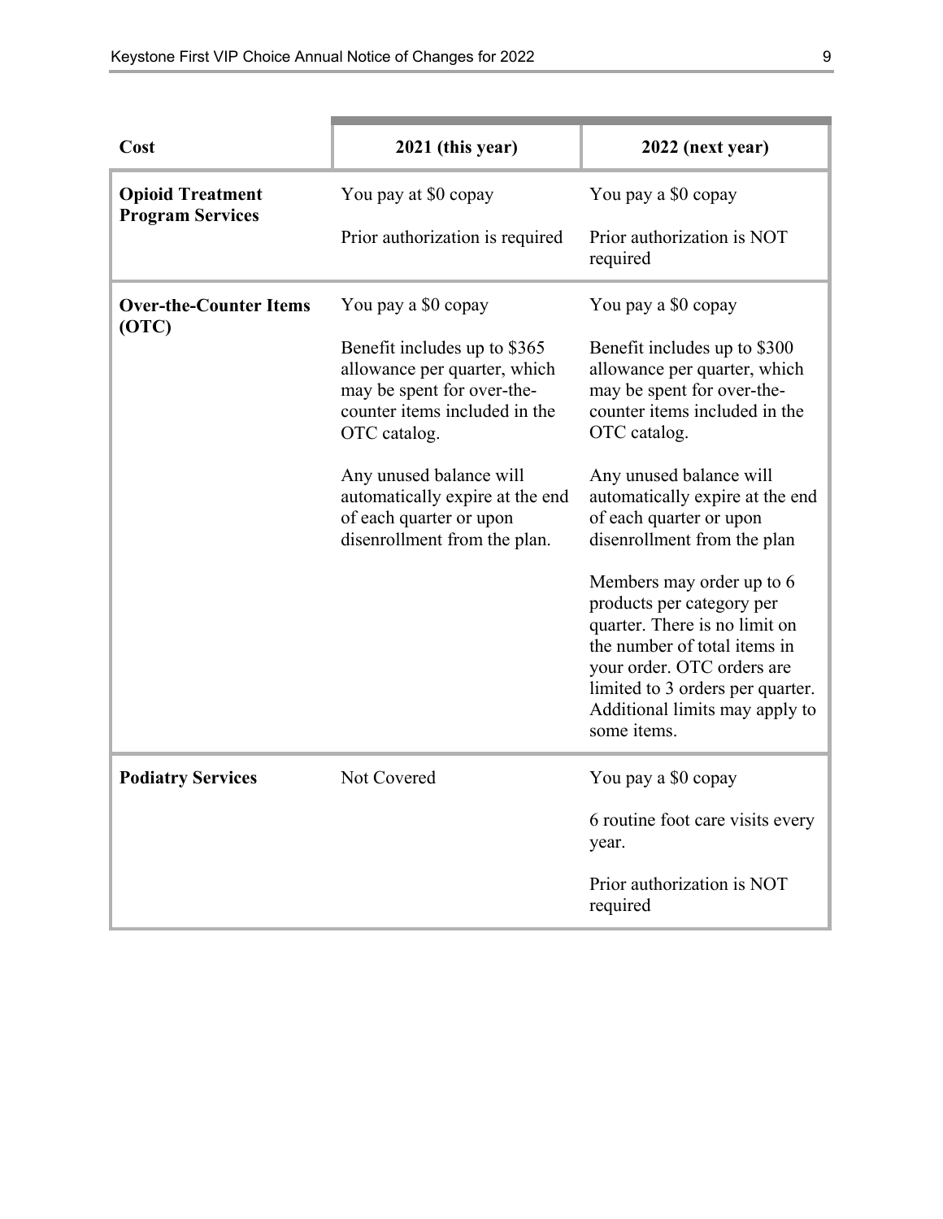| Cost | 2021 (this year) | 2022 (next year) |
|---|---|---|
| **Opioid Treatment Program Services** | You pay at $0 copay<br><br>Prior authorization is required | You pay a $0 copay<br><br>Prior authorization is NOT required |
| **Over-the-Counter Items (OTC)** | You pay a $0 copay<br><br>Benefit includes up to $365 allowance per quarter, which may be spent for over-the-counter items included in the OTC catalog.<br><br>Any unused balance will automatically expire at the end of each quarter or upon disenrollment from the plan. | You pay a $0 copay<br><br>Benefit includes up to $300 allowance per quarter, which may be spent for over-the-counter items included in the OTC catalog.<br><br>Any unused balance will automatically expire at the end of each quarter or upon disenrollment from the plan<br><br>Members may order up to 6 products per category per quarter. There is no limit on the number of total items in your order. OTC orders are limited to 3 orders per quarter. Additional limits may apply to some items. |
| **Podiatry Services** | Not Covered | You pay a $0 copay<br><br>6 routine foot care visits every year.<br><br>Prior authorization is NOT required |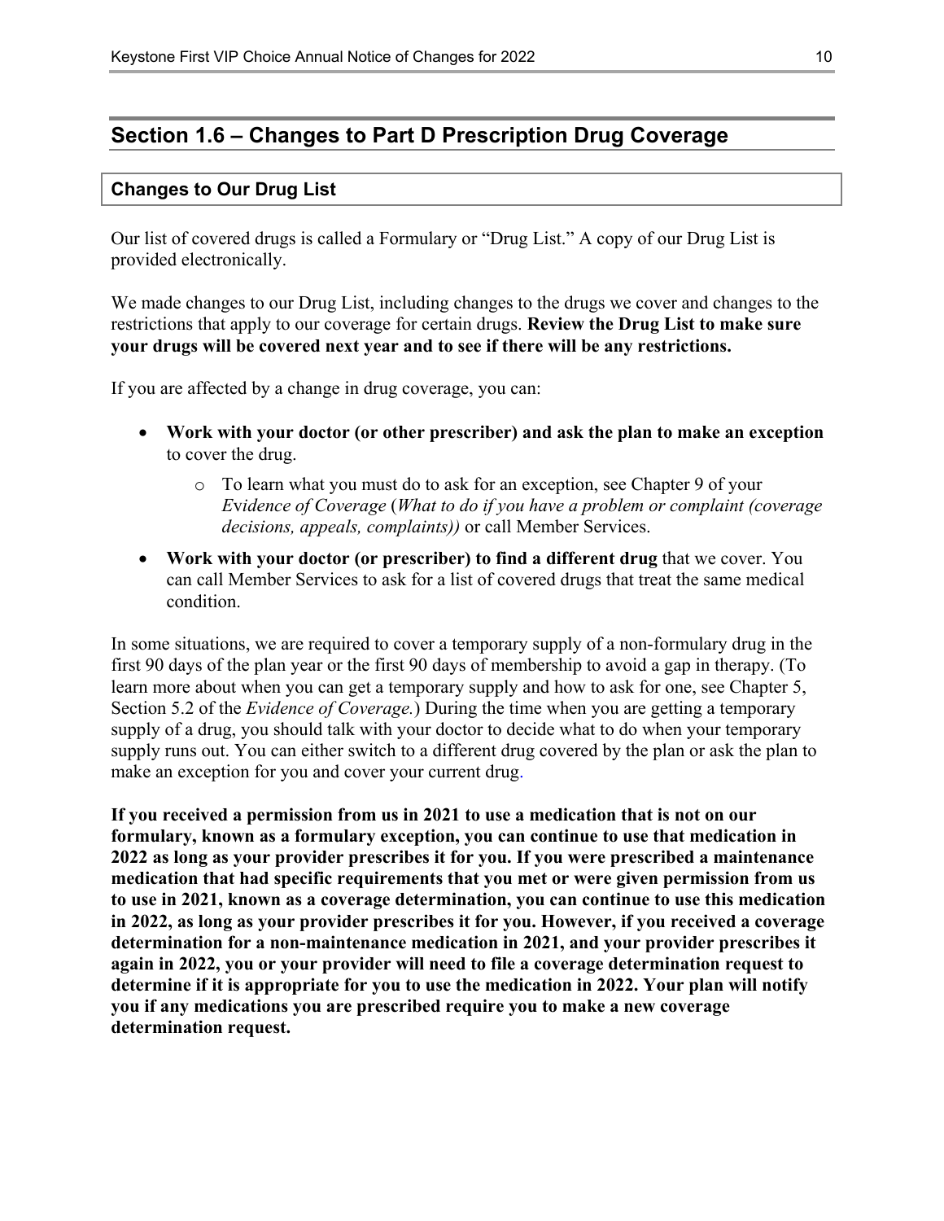## Section 1.6 – Changes to Part D Prescription Drug Coverage

### Changes to Our Drug List

Our list of covered drugs is called a Formulary or "Drug List." A copy of our Drug List is provided electronically.

We made changes to our Drug List, including changes to the drugs we cover and changes to the restrictions that apply to our coverage for certain drugs. **Review the Drug List to make sure your drugs will be covered next year and to see if there will be any restrictions.**

If you are affected by a change in drug coverage, you can:

- **Work with your doctor (or other prescriber) and ask the plan to make an exception** to cover the drug.
  - To learn what you must do to ask for an exception, see Chapter 9 of your *Evidence of Coverage* (*What to do if you have a problem or complaint (coverage decisions, appeals, complaints))* or call Member Services.
- **Work with your doctor (or prescriber) to find a different drug** that we cover. You can call Member Services to ask for a list of covered drugs that treat the same medical condition.

In some situations, we are required to cover a temporary supply of a non-formulary drug in the first 90 days of the plan year or the first 90 days of membership to avoid a gap in therapy. (To learn more about when you can get a temporary supply and how to ask for one, see Chapter 5, Section 5.2 of the *Evidence of Coverage.*) During the time when you are getting a temporary supply of a drug, you should talk with your doctor to decide what to do when your temporary supply runs out. You can either switch to a different drug covered by the plan or ask the plan to make an exception for you and cover your current drug.

**If you received a permission from us in 2021 to use a medication that is not on our formulary, known as a formulary exception, you can continue to use that medication in 2022 as long as your provider prescribes it for you. If you were prescribed a maintenance medication that had specific requirements that you met or were given permission from us to use in 2021, known as a coverage determination, you can continue to use this medication in 2022, as long as your provider prescribes it for you. However, if you received a coverage determination for a non-maintenance medication in 2021, and your provider prescribes it again in 2022, you or your provider will need to file a coverage determination request to determine if it is appropriate for you to use the medication in 2022. Your plan will notify you if any medications you are prescribed require you to make a new coverage determination request.**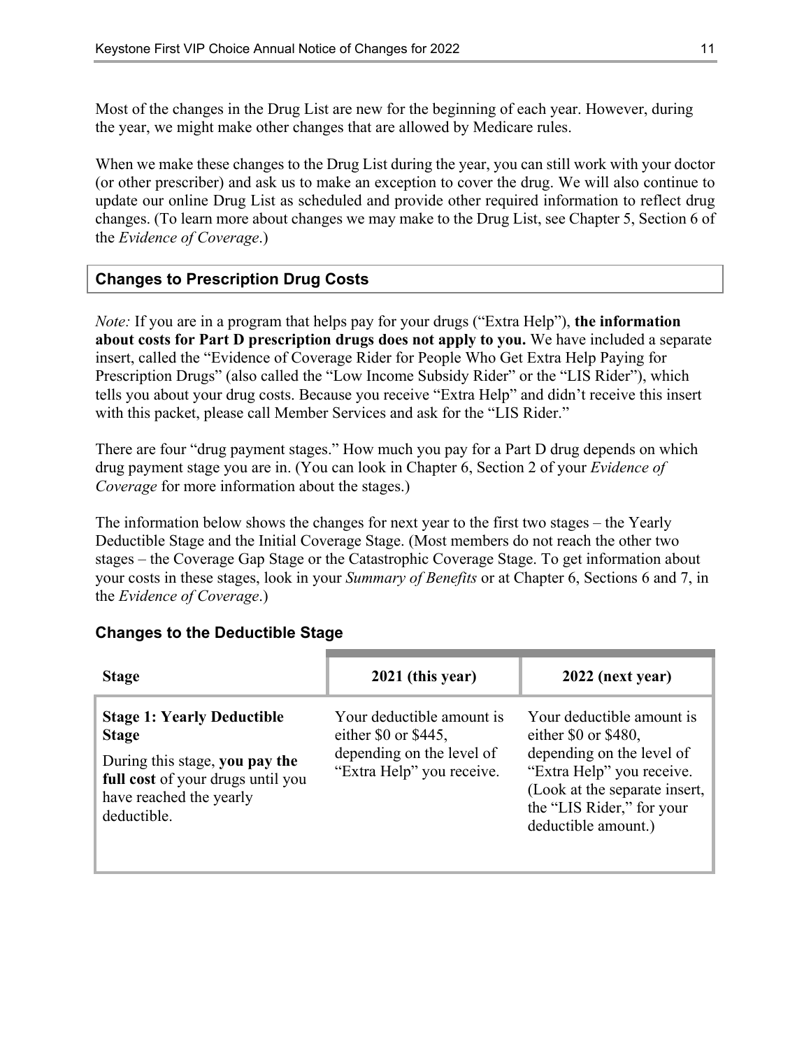Most of the changes in the Drug List are new for the beginning of each year. However, during the year, we might make other changes that are allowed by Medicare rules.

When we make these changes to the Drug List during the year, you can still work with your doctor (or other prescriber) and ask us to make an exception to cover the drug. We will also continue to update our online Drug List as scheduled and provide other required information to reflect drug changes. (To learn more about changes we may make to the Drug List, see Chapter 5, Section 6 of the *Evidence of Coverage*.)

## Changes to Prescription Drug Costs

*Note:* If you are in a program that helps pay for your drugs ("Extra Help"), **the information about costs for Part D prescription drugs does not apply to you.** We have included a separate insert, called the "Evidence of Coverage Rider for People Who Get Extra Help Paying for Prescription Drugs" (also called the "Low Income Subsidy Rider" or the "LIS Rider"), which tells you about your drug costs. Because you receive "Extra Help" and didn't receive this insert with this packet, please call Member Services and ask for the "LIS Rider."

There are four "drug payment stages." How much you pay for a Part D drug depends on which drug payment stage you are in. (You can look in Chapter 6, Section 2 of your *Evidence of Coverage* for more information about the stages.)

The information below shows the changes for next year to the first two stages – the Yearly Deductible Stage and the Initial Coverage Stage. (Most members do not reach the other two stages – the Coverage Gap Stage or the Catastrophic Coverage Stage. To get information about your costs in these stages, look in your *Summary of Benefits* or at Chapter 6, Sections 6 and 7, in the *Evidence of Coverage*.)

### Changes to the Deductible Stage

| Stage | 2021 (this year) | 2022 (next year) |
|---|---|---|
| **Stage 1: Yearly Deductible Stage**<br>During this stage, **you pay the full cost** of your drugs until you have reached the yearly deductible. | Your deductible amount is either $0 or $445, depending on the level of "Extra Help" you receive. | Your deductible amount is either $0 or $480, depending on the level of "Extra Help" you receive. (Look at the separate insert, the "LIS Rider," for your deductible amount.) |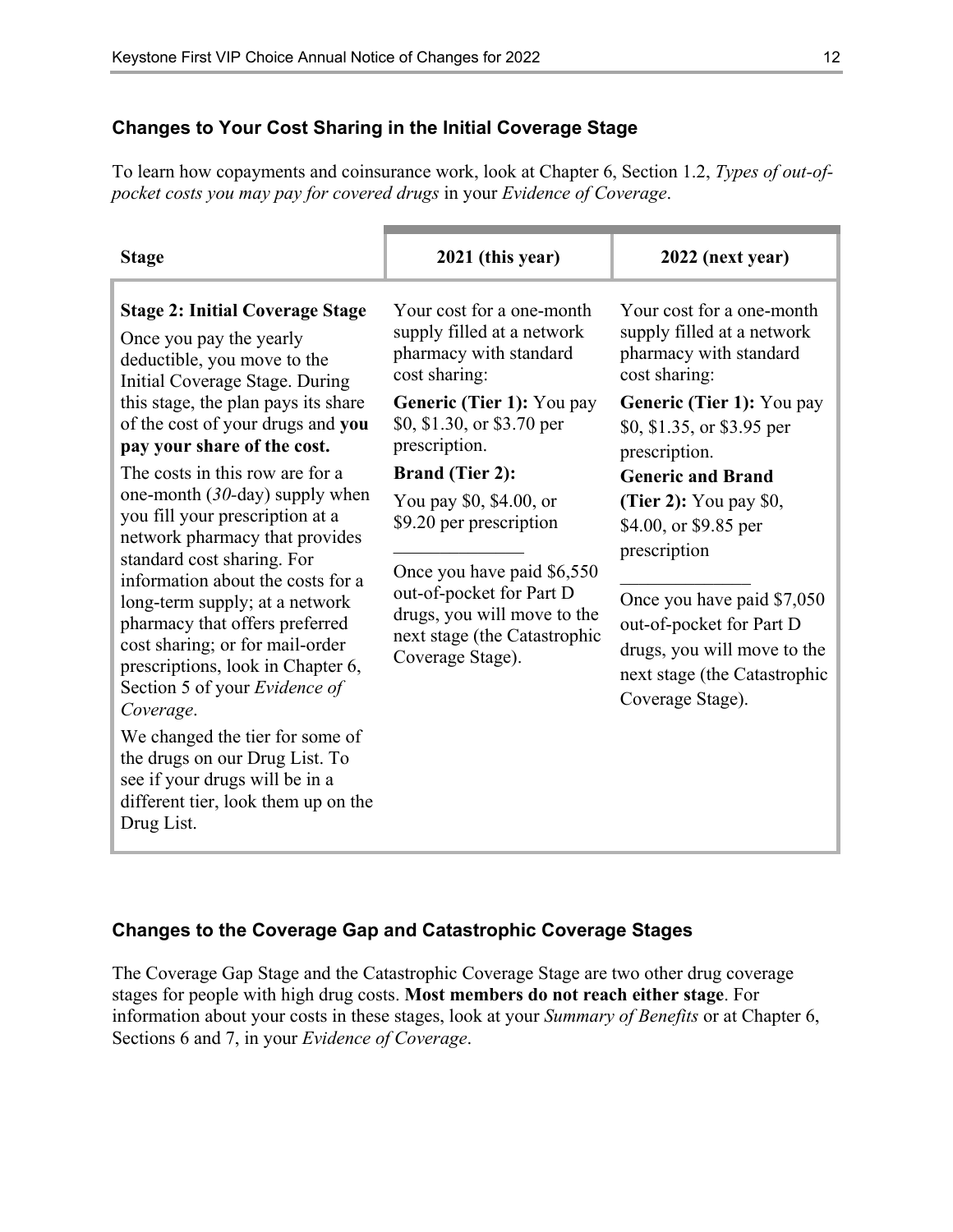### Changes to Your Cost Sharing in the Initial Coverage Stage

To learn how copayments and coinsurance work, look at Chapter 6, Section 1.2, *Types of out-of-pocket costs you may pay for covered drugs* in your *Evidence of Coverage*.

| Stage | 2021 (this year) | 2022 (next year) |
|---|---|---|
| **Stage 2: Initial Coverage Stage**<br>Once you pay the yearly deductible, you move to the Initial Coverage Stage. During this stage, the plan pays its share of the cost of your drugs and **you pay your share of the cost.**<br>The costs in this row are for a one-month (*30*-day) supply when you fill your prescription at a network pharmacy that provides standard cost sharing. For information about the costs for a long-term supply; at a network pharmacy that offers preferred cost sharing; or for mail-order prescriptions, look in Chapter 6, Section 5 of your *Evidence of Coverage*.<br>We changed the tier for some of the drugs on our Drug List. To see if your drugs will be in a different tier, look them up on the Drug List. | Your cost for a one-month supply filled at a network pharmacy with standard cost sharing:<br>**Generic (Tier 1):** You pay $0, $1.30, or $3.70 per prescription.<br>**Brand (Tier 2):**<br>You pay $0, $4.00, or $9.20 per prescription<br>______________<br>Once you have paid $6,550 out-of-pocket for Part D drugs, you will move to the next stage (the Catastrophic Coverage Stage). | Your cost for a one-month supply filled at a network pharmacy with standard cost sharing:<br>**Generic (Tier 1):** You pay $0, $1.35, or $3.95 per prescription.<br>**Generic and Brand (Tier 2):** You pay $0, $4.00, or $9.85 per prescription<br>______________<br>Once you have paid $7,050 out-of-pocket for Part D drugs, you will move to the next stage (the Catastrophic Coverage Stage). |

### Changes to the Coverage Gap and Catastrophic Coverage Stages

The Coverage Gap Stage and the Catastrophic Coverage Stage are two other drug coverage stages for people with high drug costs. **Most members do not reach either stage**. For information about your costs in these stages, look at your *Summary of Benefits* or at Chapter 6, Sections 6 and 7, in your *Evidence of Coverage*.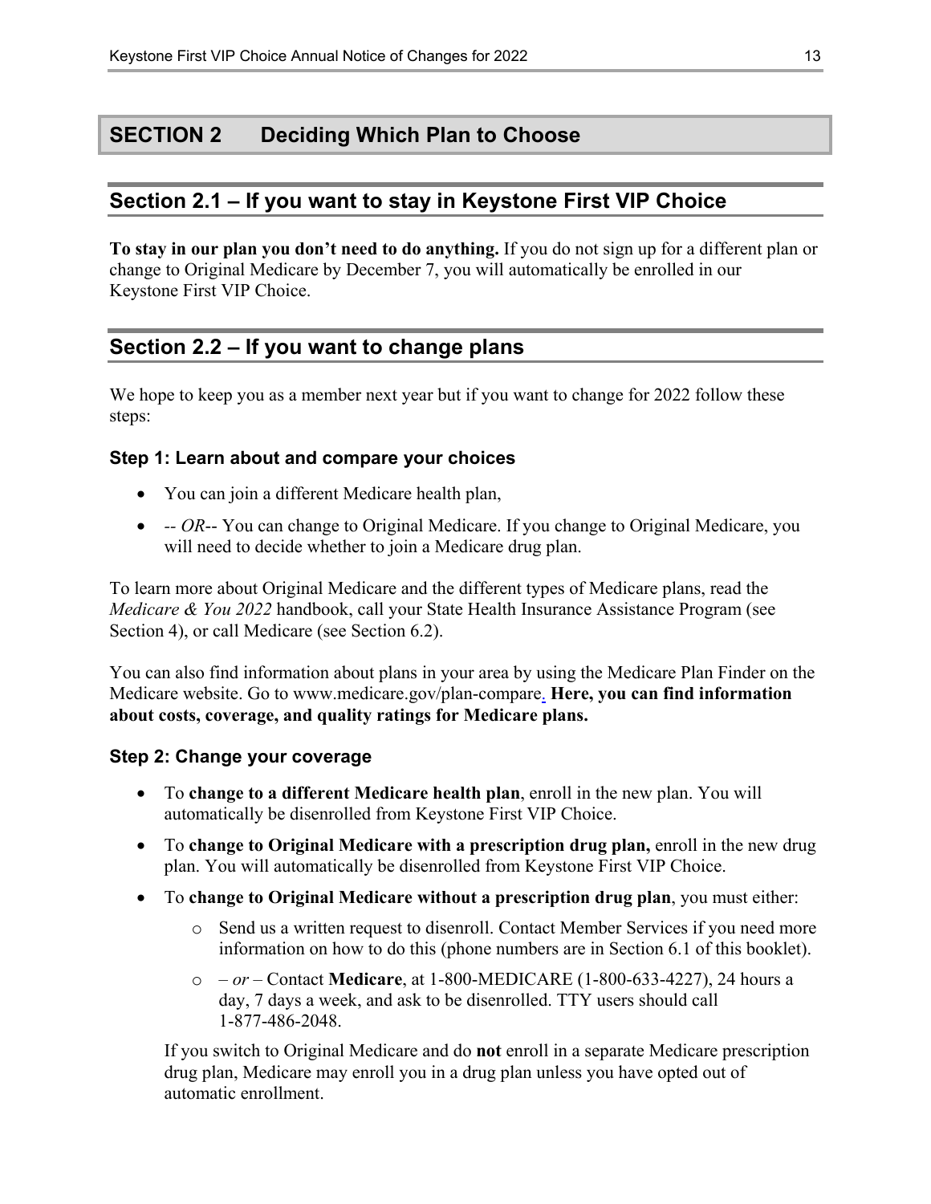# SECTION 2 Deciding Which Plan to Choose

## Section 2.1 – If you want to stay in Keystone First VIP Choice

**To stay in our plan you don't need to do anything.** If you do not sign up for a different plan or change to Original Medicare by December 7, you will automatically be enrolled in our Keystone First VIP Choice.

## Section 2.2 – If you want to change plans

We hope to keep you as a member next year but if you want to change for 2022 follow these steps:

### Step 1: Learn about and compare your choices

- You can join a different Medicare health plan,
- -- *OR*-- You can change to Original Medicare. If you change to Original Medicare, you will need to decide whether to join a Medicare drug plan.

To learn more about Original Medicare and the different types of Medicare plans, read the *Medicare & You 2022* handbook, call your State Health Insurance Assistance Program (see Section 4), or call Medicare (see Section 6.2).

You can also find information about plans in your area by using the Medicare Plan Finder on the Medicare website. Go to www.medicare.gov/plan-compare. **Here, you can find information about costs, coverage, and quality ratings for Medicare plans.**

### Step 2: Change your coverage

- To **change to a different Medicare health plan**, enroll in the new plan. You will automatically be disenrolled from Keystone First VIP Choice.
- To **change to Original Medicare with a prescription drug plan,** enroll in the new drug plan. You will automatically be disenrolled from Keystone First VIP Choice.
- To **change to Original Medicare without a prescription drug plan**, you must either:
  - Send us a written request to disenroll. Contact Member Services if you need more information on how to do this (phone numbers are in Section 6.1 of this booklet).
  - – *or* – Contact **Medicare**, at 1-800-MEDICARE (1-800-633-4227), 24 hours a day, 7 days a week, and ask to be disenrolled. TTY users should call 1-877-486-2048.

  If you switch to Original Medicare and do **not** enroll in a separate Medicare prescription drug plan, Medicare may enroll you in a drug plan unless you have opted out of automatic enrollment.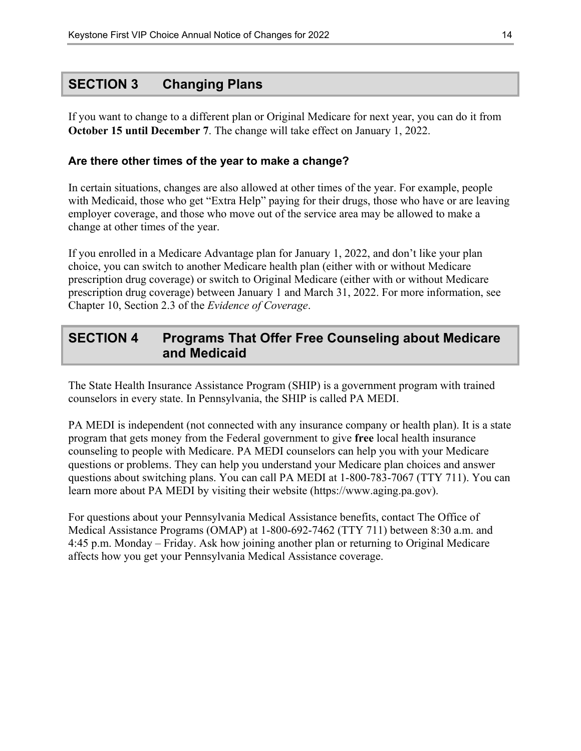## SECTION 3 Changing Plans

If you want to change to a different plan or Original Medicare for next year, you can do it from **October 15 until December 7**. The change will take effect on January 1, 2022.

### Are there other times of the year to make a change?

In certain situations, changes are also allowed at other times of the year. For example, people with Medicaid, those who get "Extra Help" paying for their drugs, those who have or are leaving employer coverage, and those who move out of the service area may be allowed to make a change at other times of the year.

If you enrolled in a Medicare Advantage plan for January 1, 2022, and don't like your plan choice, you can switch to another Medicare health plan (either with or without Medicare prescription drug coverage) or switch to Original Medicare (either with or without Medicare prescription drug coverage) between January 1 and March 31, 2022. For more information, see Chapter 10, Section 2.3 of the *Evidence of Coverage*.

## SECTION 4 Programs That Offer Free Counseling about Medicare and Medicaid

The State Health Insurance Assistance Program (SHIP) is a government program with trained counselors in every state. In Pennsylvania, the SHIP is called PA MEDI.

PA MEDI is independent (not connected with any insurance company or health plan). It is a state program that gets money from the Federal government to give **free** local health insurance counseling to people with Medicare. PA MEDI counselors can help you with your Medicare questions or problems. They can help you understand your Medicare plan choices and answer questions about switching plans. You can call PA MEDI at 1-800-783-7067 (TTY 711). You can learn more about PA MEDI by visiting their website (https://www.aging.pa.gov).

For questions about your Pennsylvania Medical Assistance benefits, contact The Office of Medical Assistance Programs (OMAP) at 1-800-692-7462 (TTY 711) between 8:30 a.m. and 4:45 p.m. Monday – Friday. Ask how joining another plan or returning to Original Medicare affects how you get your Pennsylvania Medical Assistance coverage.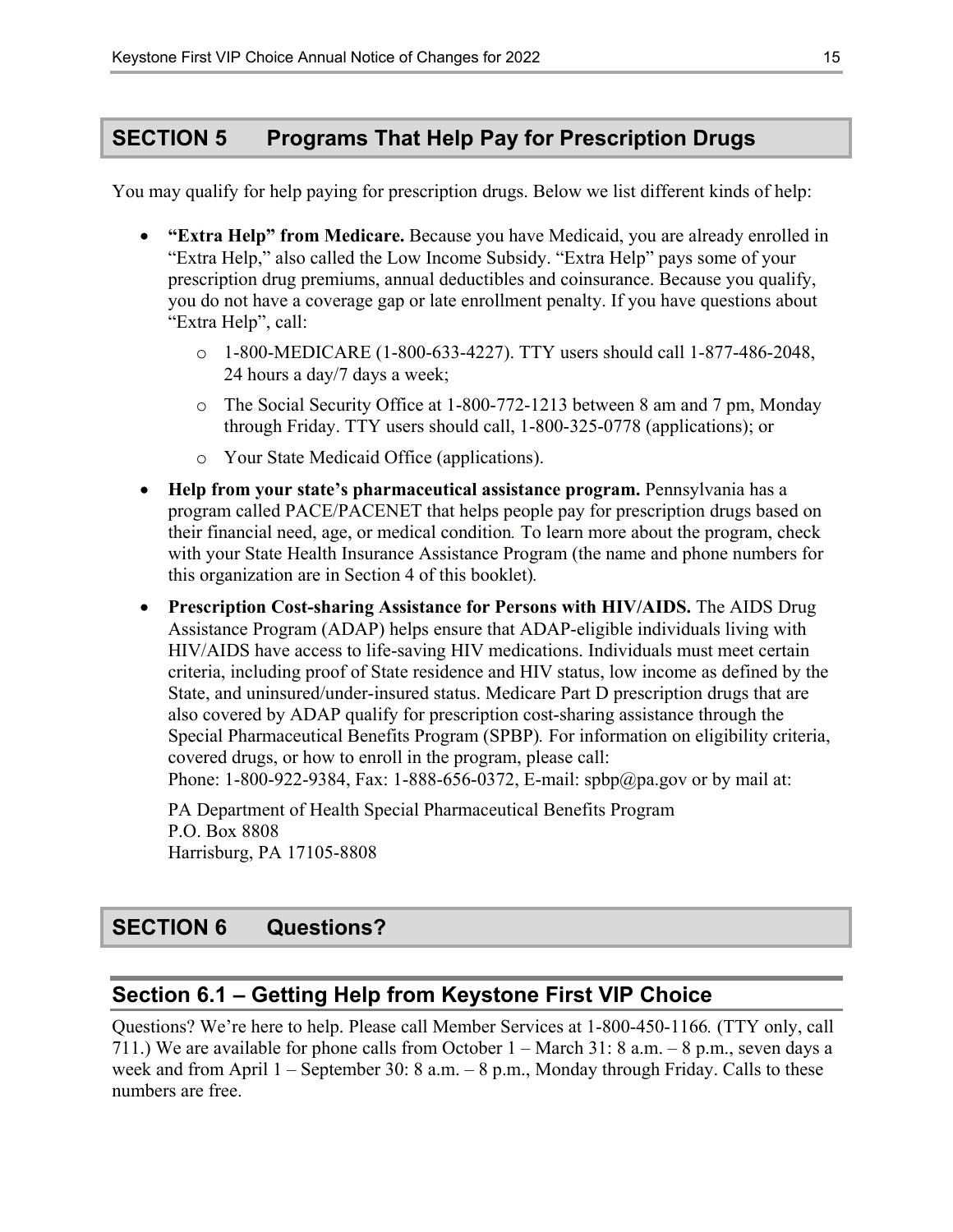## SECTION 5 Programs That Help Pay for Prescription Drugs

You may qualify for help paying for prescription drugs. Below we list different kinds of help:

- **"Extra Help" from Medicare.** Because you have Medicaid, you are already enrolled in "Extra Help," also called the Low Income Subsidy. "Extra Help" pays some of your prescription drug premiums, annual deductibles and coinsurance. Because you qualify, you do not have a coverage gap or late enrollment penalty. If you have questions about "Extra Help", call:
  - 1-800-MEDICARE (1-800-633-4227). TTY users should call 1-877-486-2048, 24 hours a day/7 days a week;
  - The Social Security Office at 1-800-772-1213 between 8 am and 7 pm, Monday through Friday. TTY users should call, 1-800-325-0778 (applications); or
  - Your State Medicaid Office (applications).
- **Help from your state's pharmaceutical assistance program.** Pennsylvania has a program called PACE/PACENET that helps people pay for prescription drugs based on their financial need, age, or medical condition. To learn more about the program, check with your State Health Insurance Assistance Program (the name and phone numbers for this organization are in Section 4 of this booklet).
- **Prescription Cost-sharing Assistance for Persons with HIV/AIDS.** The AIDS Drug Assistance Program (ADAP) helps ensure that ADAP-eligible individuals living with HIV/AIDS have access to life-saving HIV medications. Individuals must meet certain criteria, including proof of State residence and HIV status, low income as defined by the State, and uninsured/under-insured status. Medicare Part D prescription drugs that are also covered by ADAP qualify for prescription cost-sharing assistance through the Special Pharmaceutical Benefits Program (SPBP). For information on eligibility criteria, covered drugs, or how to enroll in the program, please call:
  Phone: 1-800-922-9384, Fax: 1-888-656-0372, E-mail: spbp@pa.gov or by mail at:

  PA Department of Health Special Pharmaceutical Benefits Program
  P.O. Box 8808
  Harrisburg, PA 17105-8808

## SECTION 6 Questions?

### Section 6.1 – Getting Help from Keystone First VIP Choice

Questions? We're here to help. Please call Member Services at 1-800-450-1166. (TTY only, call 711.) We are available for phone calls from October 1 – March 31: 8 a.m. – 8 p.m., seven days a week and from April 1 – September 30: 8 a.m. – 8 p.m., Monday through Friday. Calls to these numbers are free.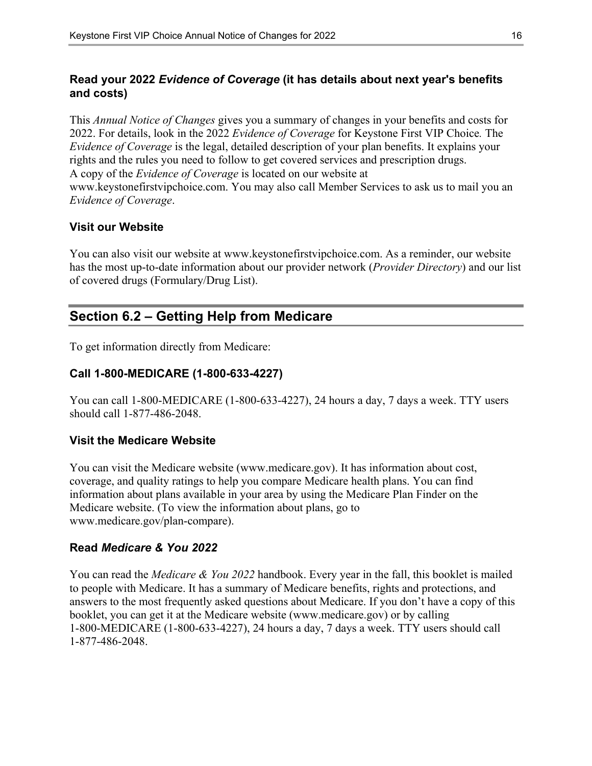### Read your 2022 *Evidence of Coverage* (it has details about next year's benefits and costs)

This *Annual Notice of Changes* gives you a summary of changes in your benefits and costs for 2022. For details, look in the 2022 *Evidence of Coverage* for Keystone First VIP Choice. The *Evidence of Coverage* is the legal, detailed description of your plan benefits. It explains your rights and the rules you need to follow to get covered services and prescription drugs. A copy of the *Evidence of Coverage* is located on our website at www.keystonefirstvipchoice.com. You may also call Member Services to ask us to mail you an *Evidence of Coverage*.

### Visit our Website

You can also visit our website at www.keystonefirstvipchoice.com. As a reminder, our website has the most up-to-date information about our provider network (*Provider Directory*) and our list of covered drugs (Formulary/Drug List).

## Section 6.2 – Getting Help from Medicare

To get information directly from Medicare:

### Call 1-800-MEDICARE (1-800-633-4227)

You can call 1-800-MEDICARE (1-800-633-4227), 24 hours a day, 7 days a week. TTY users should call 1-877-486-2048.

### Visit the Medicare Website

You can visit the Medicare website (www.medicare.gov). It has information about cost, coverage, and quality ratings to help you compare Medicare health plans. You can find information about plans available in your area by using the Medicare Plan Finder on the Medicare website. (To view the information about plans, go to www.medicare.gov/plan-compare).

### Read *Medicare & You 2022*

You can read the *Medicare & You 2022* handbook. Every year in the fall, this booklet is mailed to people with Medicare. It has a summary of Medicare benefits, rights and protections, and answers to the most frequently asked questions about Medicare. If you don't have a copy of this booklet, you can get it at the Medicare website (www.medicare.gov) or by calling 1-800-MEDICARE (1-800-633-4227), 24 hours a day, 7 days a week. TTY users should call 1-877-486-2048.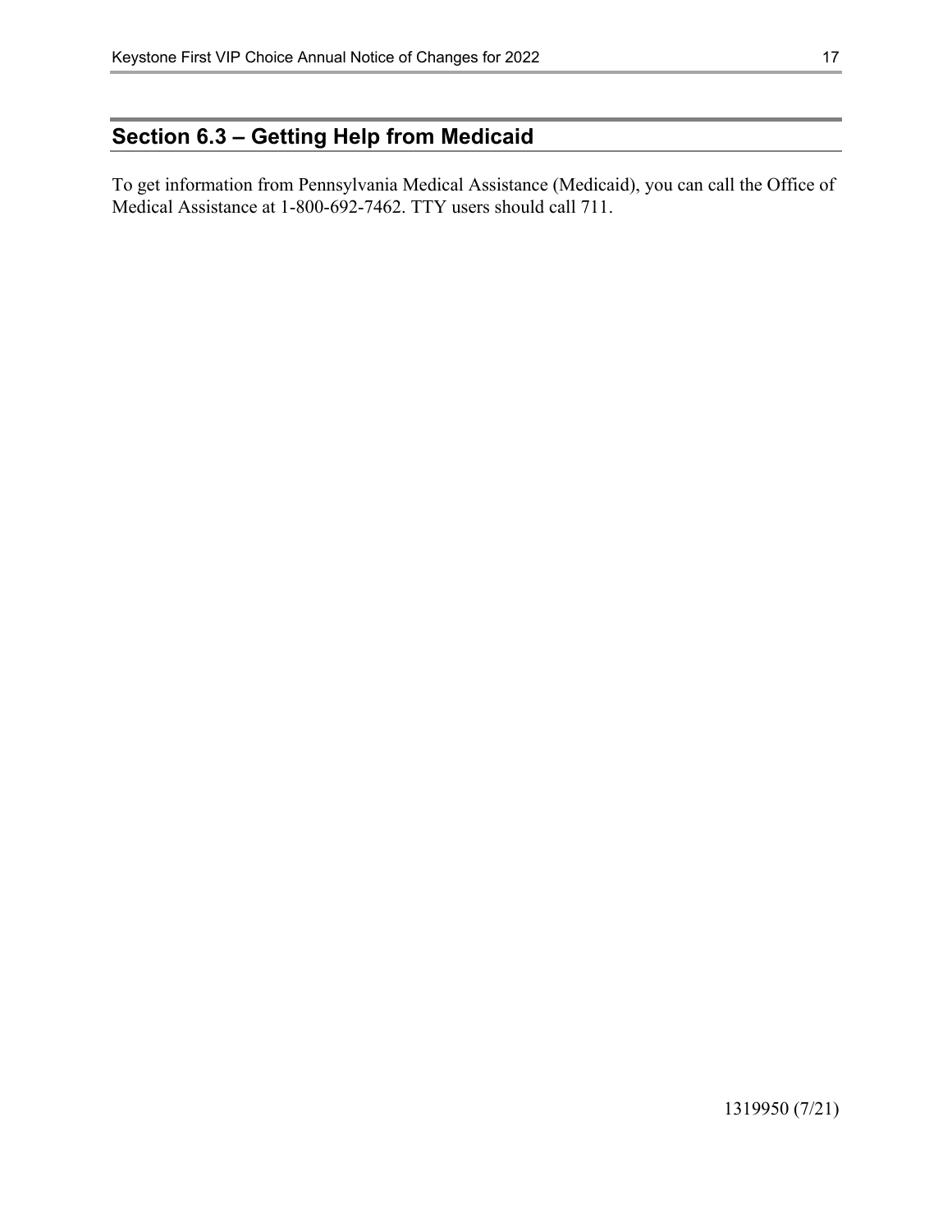## Section 6.3 – Getting Help from Medicaid

To get information from Pennsylvania Medical Assistance (Medicaid), you can call the Office of Medical Assistance at 1-800-692-7462. TTY users should call 711.

1319950 (7/21)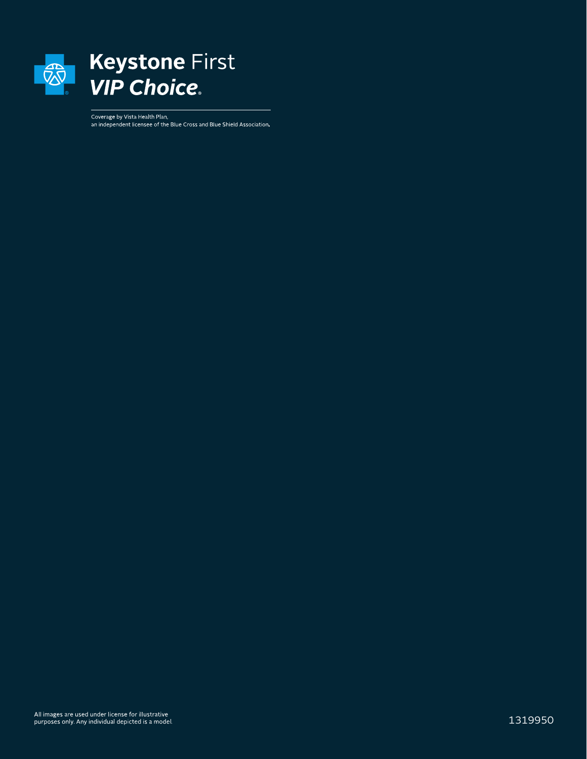**Keystone** First
***VIP Choice***®

Coverage by Vista Health Plan,
an independent licensee of the Blue Cross and Blue Shield Association.

All images are used under license for illustrative purposes only. Any individual depicted is a model.

1319950